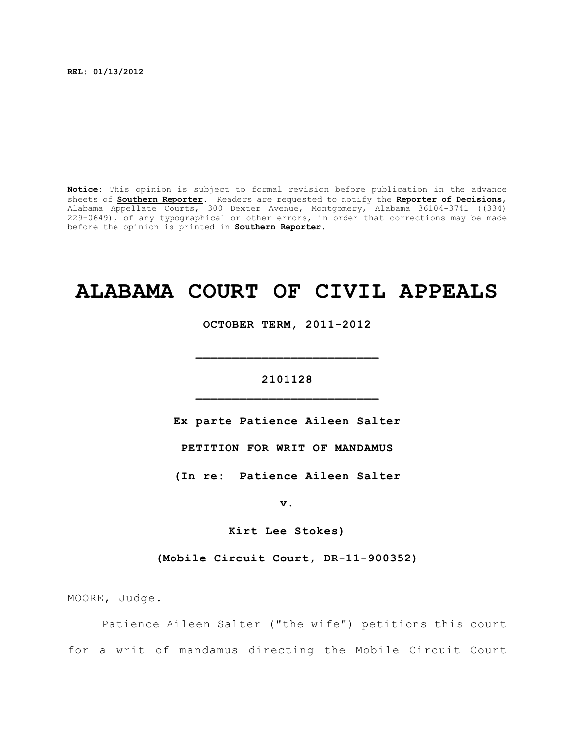**REL: 01/13/2012**

**Notice:** This opinion is subject to formal revision before publication in the advance sheets of **Southern Reporter**. Readers are requested to notify the **Reporter of Decisions**, Alabama Appellate Courts, 300 Dexter Avenue, Montgomery, Alabama 36104-3741 ((334) 229-0649), of any typographical or other errors, in order that corrections may be made before the opinion is printed in **Southern Reporter**.

# ALABAMA COURT OF CIVIL APPEALS

**OCTOBER TERM, 2011-2012**

---

**2101128**

---

**Ex parte Patience Aileen Salter**

**PETITION FOR WRIT OF MANDAMUS**

**(In re: Patience Aileen Salter**

**v.**

**Kirt Lee Stokes)**

**(Mobile Circuit Court, DR-11-900352)**

MOORE, Judge.

Patience Aileen Salter ("the wife") petitions this court for a writ of mandamus directing the Mobile Circuit Court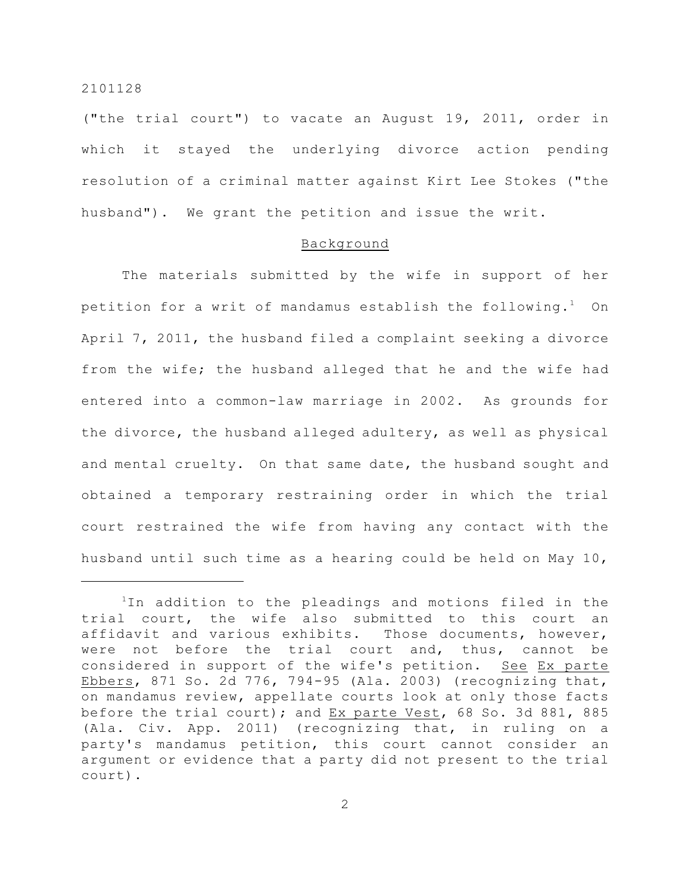("the trial court") to vacate an August 19, 2011, order in which it stayed the underlying divorce action pending resolution of a criminal matter against Kirt Lee Stokes ("the husband"). We grant the petition and issue the writ.

## Background

The materials submitted by the wife in support of her petition for a writ of mandamus establish the following.[1] On April 7, 2011, the husband filed a complaint seeking a divorce from the wife; the husband alleged that he and the wife had entered into a common-law marriage in 2002. As grounds for the divorce, the husband alleged adultery, as well as physical and mental cruelty. On that same date, the husband sought and obtained a temporary restraining order in which the trial court restrained the wife from having any contact with the husband until such time as a hearing could be held on May 10,

---

[1]In addition to the pleadings and motions filed in the trial court, the wife also submitted to this court an affidavit and various exhibits. Those documents, however, were not before the trial court and, thus, cannot be considered in support of the wife's petition. See Ex parte Ebbers, 871 So. 2d 776, 794-95 (Ala. 2003) (recognizing that, on mandamus review, appellate courts look at only those facts before the trial court); and Ex parte Vest, 68 So. 3d 881, 885 (Ala. Civ. App. 2011) (recognizing that, in ruling on a party's mandamus petition, this court cannot consider an argument or evidence that a party did not present to the trial court).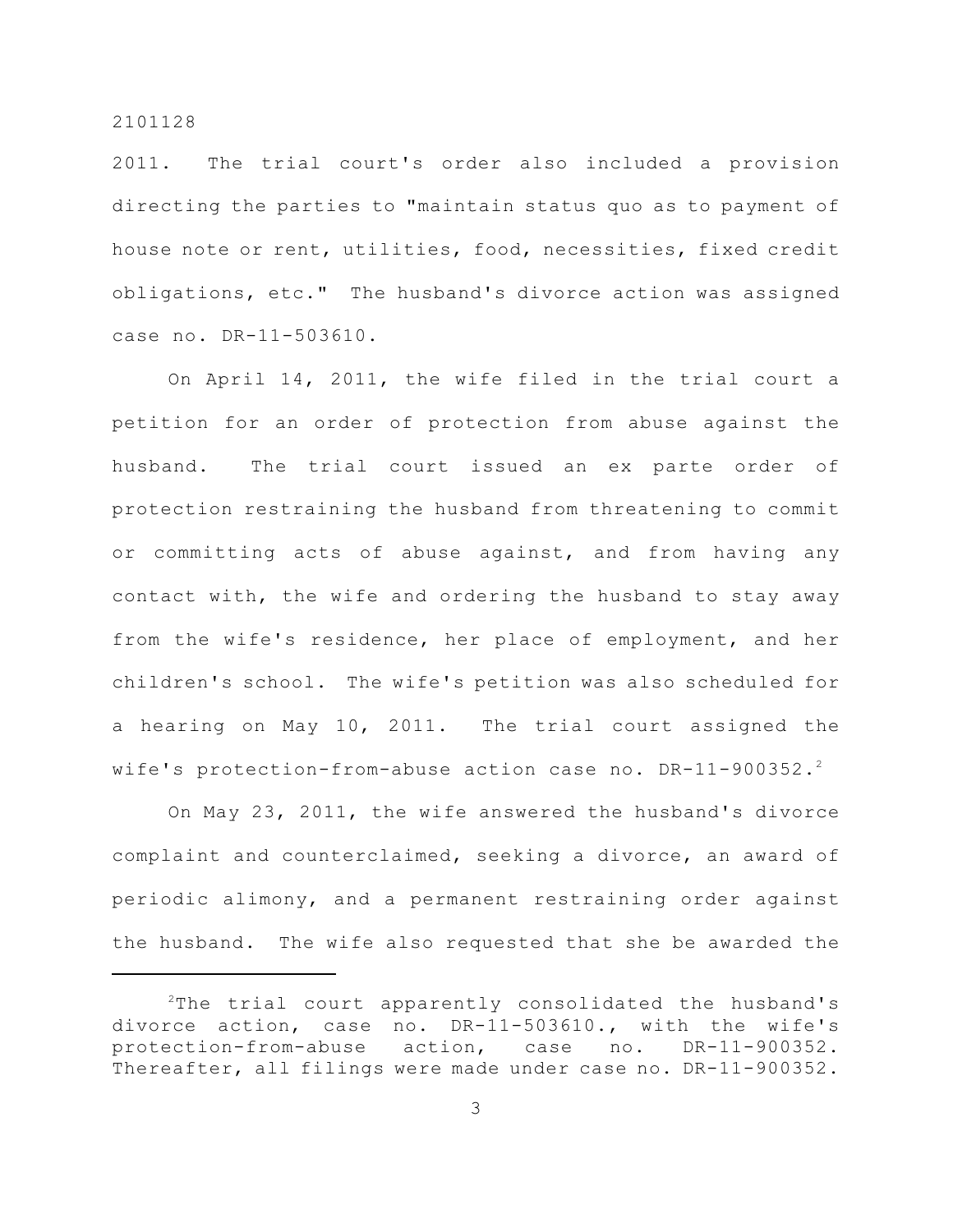2011. The trial court's order also included a provision directing the parties to "maintain status quo as to payment of house note or rent, utilities, food, necessities, fixed credit obligations, etc." The husband's divorce action was assigned case no. DR-11-503610.

On April 14, 2011, the wife filed in the trial court a petition for an order of protection from abuse against the husband. The trial court issued an ex parte order of protection restraining the husband from threatening to commit or committing acts of abuse against, and from having any contact with, the wife and ordering the husband to stay away from the wife's residence, her place of employment, and her children's school. The wife's petition was also scheduled for a hearing on May 10, 2011. The trial court assigned the wife's protection-from-abuse action case no. DR-11-900352.[2]

On May 23, 2011, the wife answered the husband's divorce complaint and counterclaimed, seeking a divorce, an award of periodic alimony, and a permanent restraining order against the husband. The wife also requested that she be awarded the

---

[2]The trial court apparently consolidated the husband's divorce action, case no. DR-11-503610., with the wife's protection-from-abuse action, case no. DR-11-900352. Thereafter, all filings were made under case no. DR-11-900352.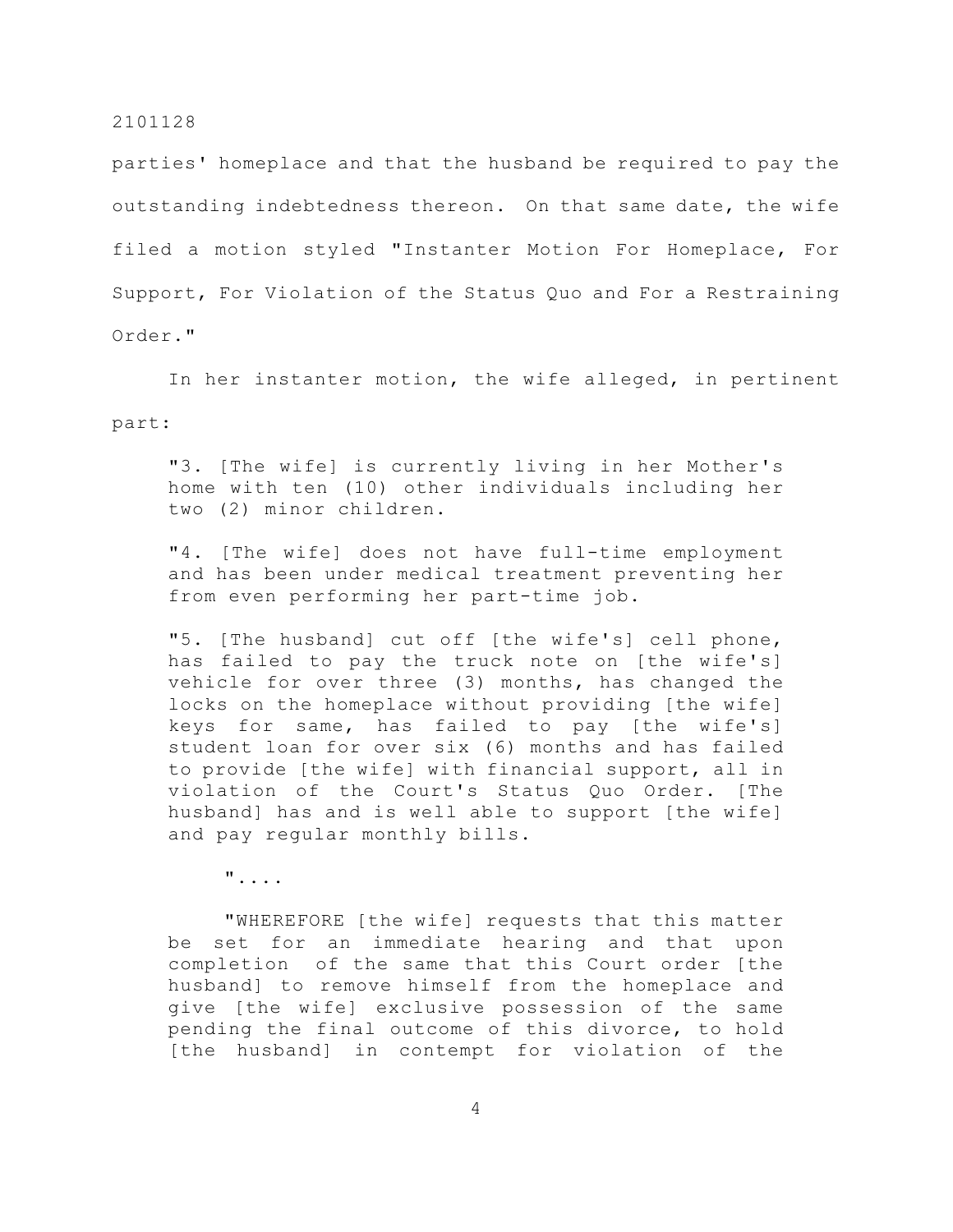parties' homeplace and that the husband be required to pay the outstanding indebtedness thereon. On that same date, the wife filed a motion styled "Instanter Motion For Homeplace, For Support, For Violation of the Status Quo and For a Restraining Order."

In her instanter motion, the wife alleged, in pertinent part:

> "3. [The wife] is currently living in her Mother's home with ten (10) other individuals including her two (2) minor children.
>
> "4. [The wife] does not have full-time employment and has been under medical treatment preventing her from even performing her part-time job.
>
> "5. [The husband] cut off [the wife's] cell phone, has failed to pay the truck note on [the wife's] vehicle for over three (3) months, has changed the locks on the homeplace without providing [the wife] keys for same, has failed to pay [the wife's] student loan for over six (6) months and has failed to provide [the wife] with financial support, all in violation of the Court's Status Quo Order. [The husband] has and is well able to support [the wife] and pay regular monthly bills.
>
> "....
>
> "WHEREFORE [the wife] requests that this matter be set for an immediate hearing and that upon completion of the same that this Court order [the husband] to remove himself from the homeplace and give [the wife] exclusive possession of the same pending the final outcome of this divorce, to hold [the husband] in contempt for violation of the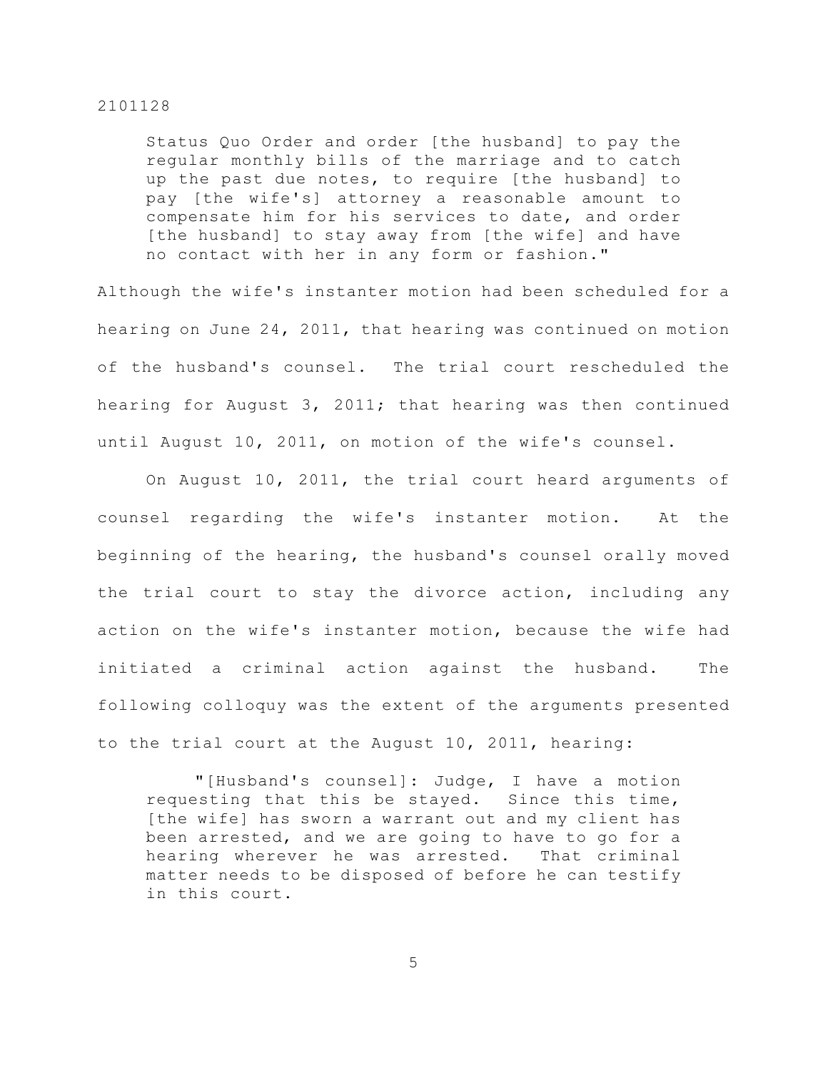> Status Quo Order and order [the husband] to pay the regular monthly bills of the marriage and to catch up the past due notes, to require [the husband] to pay [the wife's] attorney a reasonable amount to compensate him for his services to date, and order [the husband] to stay away from [the wife] and have no contact with her in any form or fashion."

Although the wife's instanter motion had been scheduled for a hearing on June 24, 2011, that hearing was continued on motion of the husband's counsel. The trial court rescheduled the hearing for August 3, 2011; that hearing was then continued until August 10, 2011, on motion of the wife's counsel.

On August 10, 2011, the trial court heard arguments of counsel regarding the wife's instanter motion. At the beginning of the hearing, the husband's counsel orally moved the trial court to stay the divorce action, including any action on the wife's instanter motion, because the wife had initiated a criminal action against the husband. The following colloquy was the extent of the arguments presented to the trial court at the August 10, 2011, hearing:

> "[Husband's counsel]: Judge, I have a motion requesting that this be stayed. Since this time, [the wife] has sworn a warrant out and my client has been arrested, and we are going to have to go for a hearing wherever he was arrested. That criminal matter needs to be disposed of before he can testify in this court.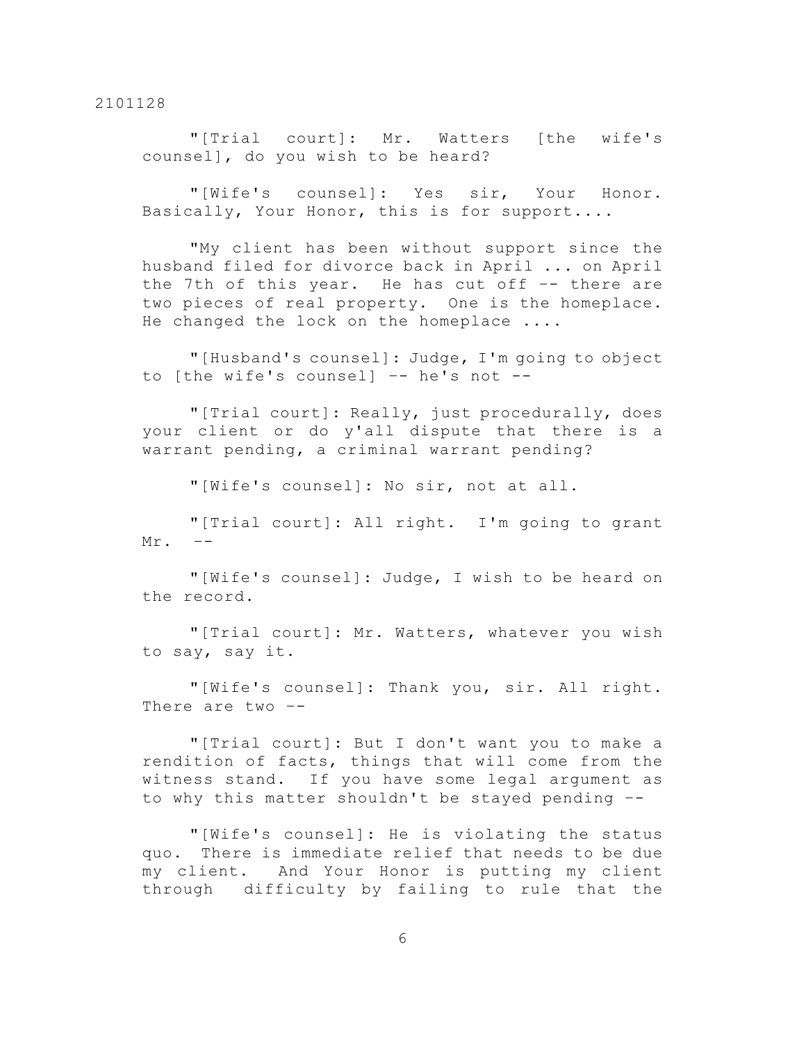"[Trial court]: Mr. Watters [the wife's counsel], do you wish to be heard?

"[Wife's counsel]: Yes sir, Your Honor. Basically, Your Honor, this is for support....

"My client has been without support since the husband filed for divorce back in April ... on April the 7th of this year. He has cut off -- there are two pieces of real property. One is the homeplace. He changed the lock on the homeplace ....

"[Husband's counsel]: Judge, I'm going to object to [the wife's counsel] -- he's not --

"[Trial court]: Really, just procedurally, does your client or do y'all dispute that there is a warrant pending, a criminal warrant pending?

"[Wife's counsel]: No sir, not at all.

"[Trial court]: All right. I'm going to grant Mr. --

"[Wife's counsel]: Judge, I wish to be heard on the record.

"[Trial court]: Mr. Watters, whatever you wish to say, say it.

"[Wife's counsel]: Thank you, sir. All right. There are two --

"[Trial court]: But I don't want you to make a rendition of facts, things that will come from the witness stand. If you have some legal argument as to why this matter shouldn't be stayed pending --

"[Wife's counsel]: He is violating the status quo. There is immediate relief that needs to be due my client. And Your Honor is putting my client through difficulty by failing to rule that the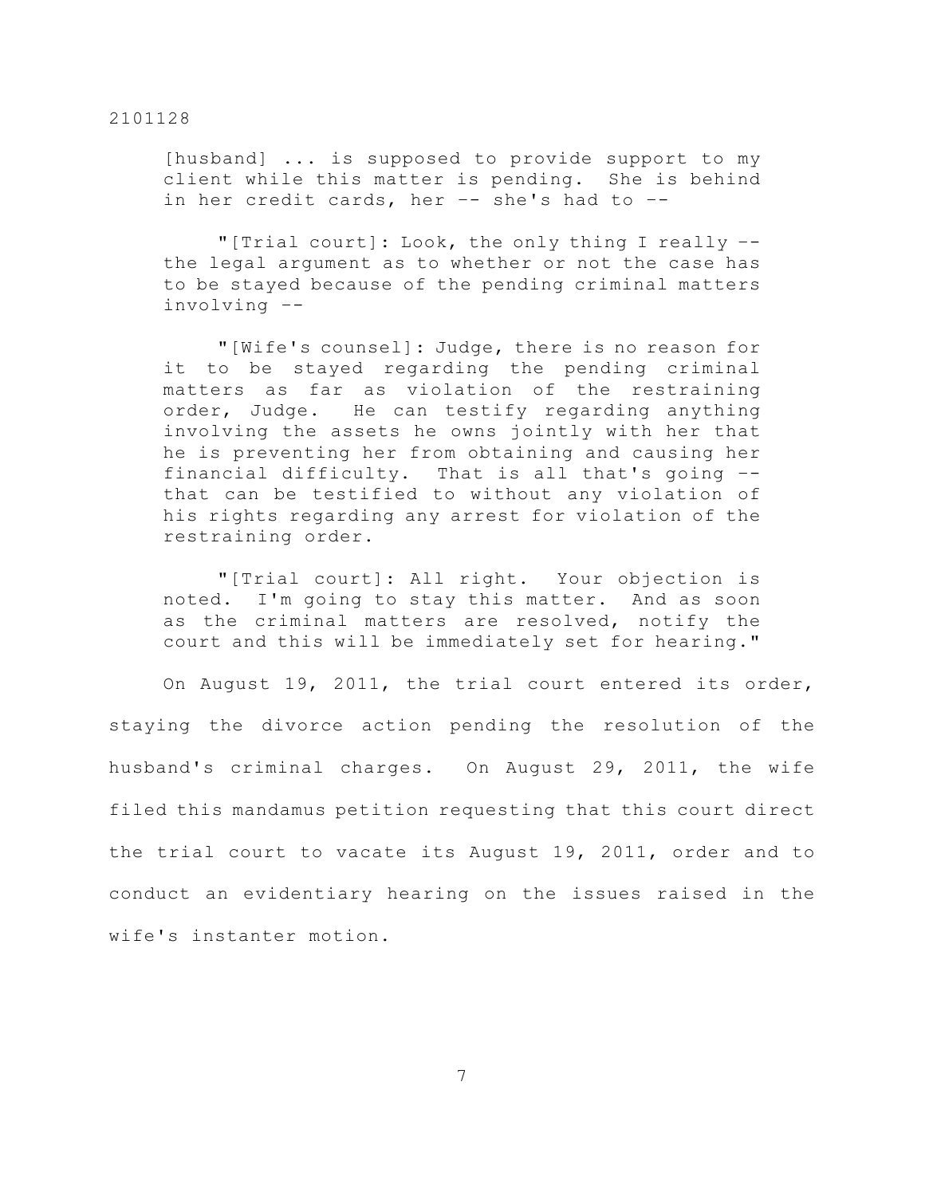[husband] ... is supposed to provide support to my client while this matter is pending. She is behind in her credit cards, her -- she's had to --

"[Trial court]: Look, the only thing I really -- the legal argument as to whether or not the case has to be stayed because of the pending criminal matters involving --

"[Wife's counsel]: Judge, there is no reason for it to be stayed regarding the pending criminal matters as far as violation of the restraining order, Judge. He can testify regarding anything involving the assets he owns jointly with her that he is preventing her from obtaining and causing her financial difficulty. That is all that's going -- that can be testified to without any violation of his rights regarding any arrest for violation of the restraining order.

"[Trial court]: All right. Your objection is noted. I'm going to stay this matter. And as soon as the criminal matters are resolved, notify the court and this will be immediately set for hearing."

On August 19, 2011, the trial court entered its order, staying the divorce action pending the resolution of the husband's criminal charges. On August 29, 2011, the wife filed this mandamus petition requesting that this court direct the trial court to vacate its August 19, 2011, order and to conduct an evidentiary hearing on the issues raised in the wife's instanter motion.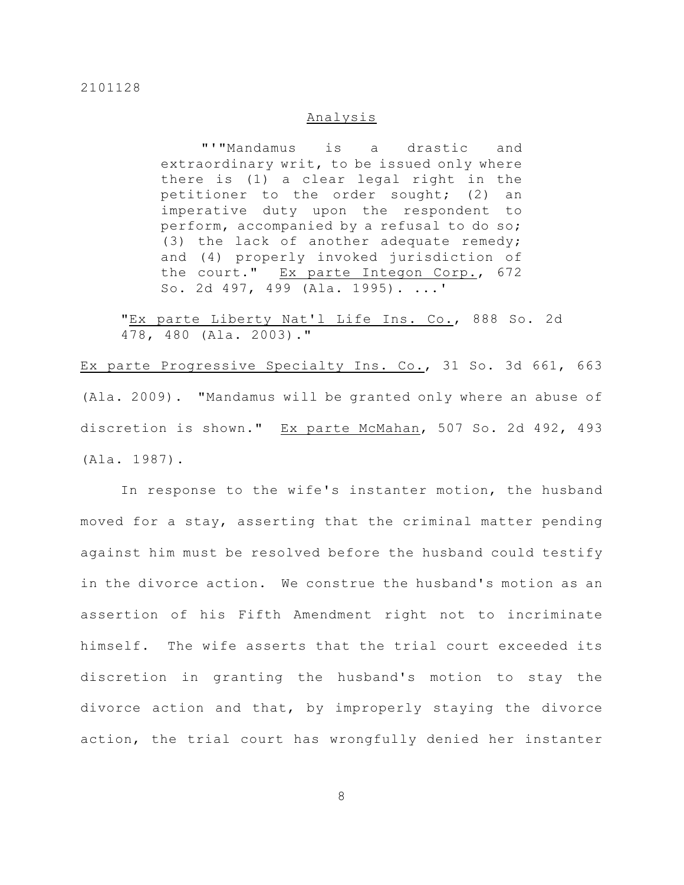## Analysis

> "'"Mandamus is a drastic and extraordinary writ, to be issued only where there is (1) a clear legal right in the petitioner to the order sought; (2) an imperative duty upon the respondent to perform, accompanied by a refusal to do so; (3) the lack of another adequate remedy; and (4) properly invoked jurisdiction of the court." Ex parte Integon Corp., 672 So. 2d 497, 499 (Ala. 1995). ...'
>
> "Ex parte Liberty Nat'l Life Ins. Co., 888 So. 2d 478, 480 (Ala. 2003)."

Ex parte Progressive Specialty Ins. Co., 31 So. 3d 661, 663 (Ala. 2009). "Mandamus will be granted only where an abuse of discretion is shown." Ex parte McMahan, 507 So. 2d 492, 493 (Ala. 1987).

In response to the wife's instanter motion, the husband moved for a stay, asserting that the criminal matter pending against him must be resolved before the husband could testify in the divorce action. We construe the husband's motion as an assertion of his Fifth Amendment right not to incriminate himself. The wife asserts that the trial court exceeded its discretion in granting the husband's motion to stay the divorce action and that, by improperly staying the divorce action, the trial court has wrongfully denied her instanter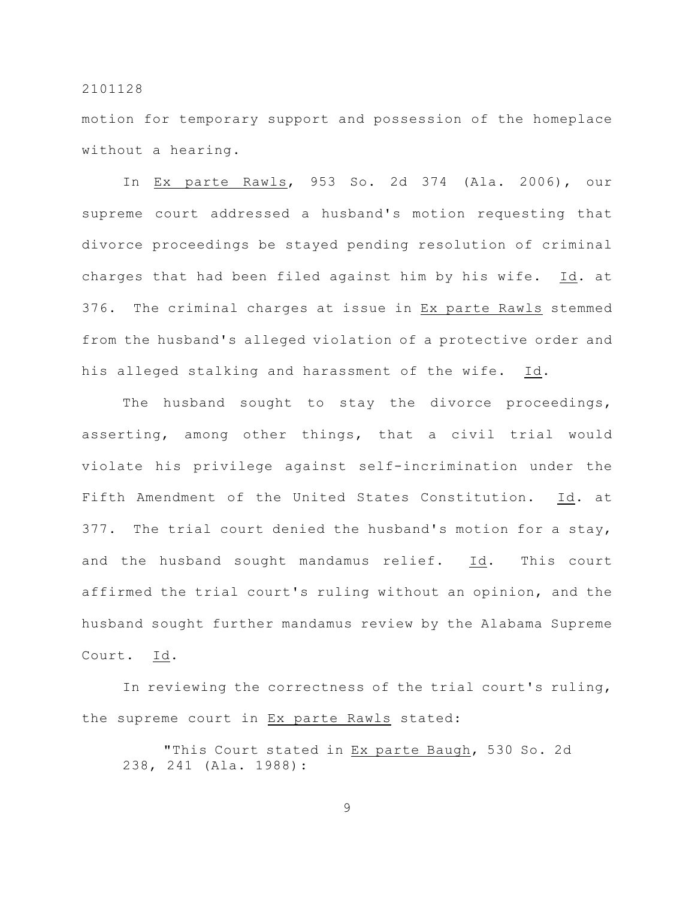motion for temporary support and possession of the homeplace without a hearing.

In Ex parte Rawls, 953 So. 2d 374 (Ala. 2006), our supreme court addressed a husband's motion requesting that divorce proceedings be stayed pending resolution of criminal charges that had been filed against him by his wife. Id. at 376. The criminal charges at issue in Ex parte Rawls stemmed from the husband's alleged violation of a protective order and his alleged stalking and harassment of the wife. Id.

The husband sought to stay the divorce proceedings, asserting, among other things, that a civil trial would violate his privilege against self-incrimination under the Fifth Amendment of the United States Constitution. Id. at 377. The trial court denied the husband's motion for a stay, and the husband sought mandamus relief. Id. This court affirmed the trial court's ruling without an opinion, and the husband sought further mandamus review by the Alabama Supreme Court. Id.

In reviewing the correctness of the trial court's ruling, the supreme court in Ex parte Rawls stated:

> "This Court stated in Ex parte Baugh, 530 So. 2d 238, 241 (Ala. 1988):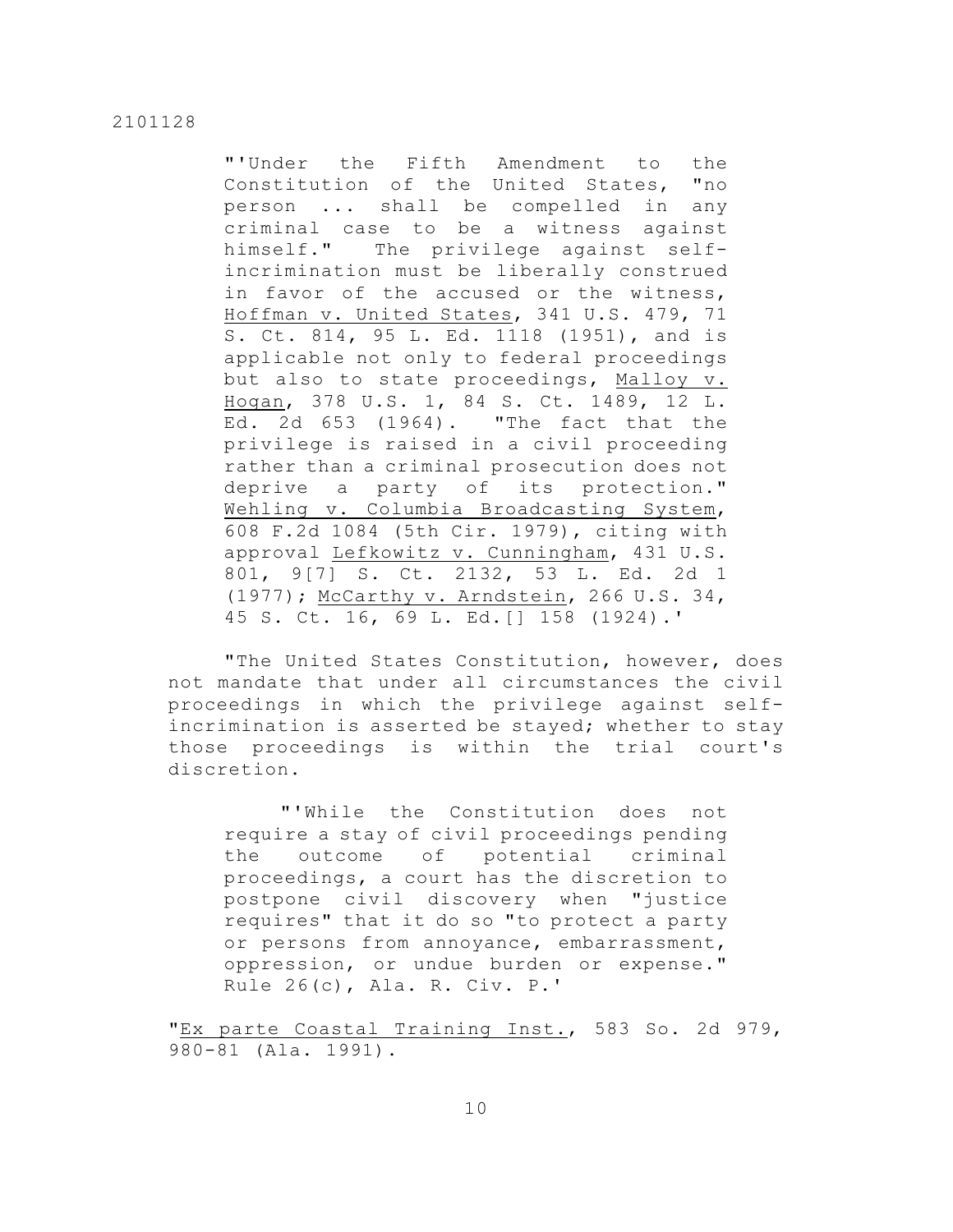> "'Under the Fifth Amendment to the Constitution of the United States, "no person ... shall be compelled in any criminal case to be a witness against himself." The privilege against self-incrimination must be liberally construed in favor of the accused or the witness, Hoffman v. United States, 341 U.S. 479, 71 S. Ct. 814, 95 L. Ed. 1118 (1951), and is applicable not only to federal proceedings but also to state proceedings, Malloy v. Hogan, 378 U.S. 1, 84 S. Ct. 1489, 12 L. Ed. 2d 653 (1964). "The fact that the privilege is raised in a civil proceeding rather than a criminal prosecution does not deprive a party of its protection." Wehling v. Columbia Broadcasting System, 608 F.2d 1084 (5th Cir. 1979), citing with approval Lefkowitz v. Cunningham, 431 U.S. 801, 9[7] S. Ct. 2132, 53 L. Ed. 2d 1 (1977); McCarthy v. Arndstein, 266 U.S. 34, 45 S. Ct. 16, 69 L. Ed.[] 158 (1924).'

"The United States Constitution, however, does not mandate that under all circumstances the civil proceedings in which the privilege against self-incrimination is asserted be stayed; whether to stay those proceedings is within the trial court's discretion.

> "'While the Constitution does not require a stay of civil proceedings pending the outcome of potential criminal proceedings, a court has the discretion to postpone civil discovery when "justice requires" that it do so "to protect a party or persons from annoyance, embarrassment, oppression, or undue burden or expense." Rule 26(c), Ala. R. Civ. P.'

"Ex parte Coastal Training Inst., 583 So. 2d 979, 980-81 (Ala. 1991).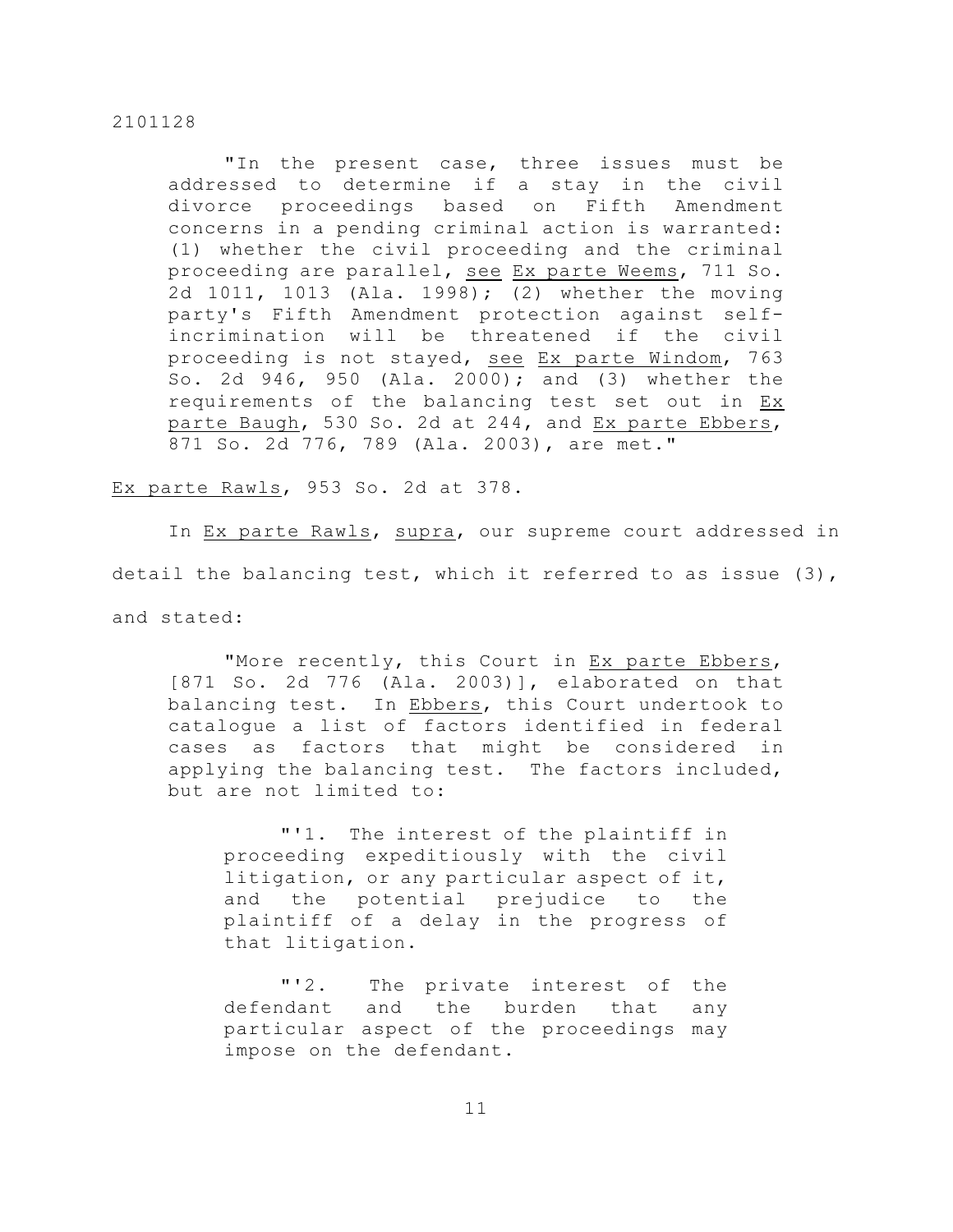> "In the present case, three issues must be addressed to determine if a stay in the civil divorce proceedings based on Fifth Amendment concerns in a pending criminal action is warranted: (1) whether the civil proceeding and the criminal proceeding are parallel, see Ex parte Weems, 711 So. 2d 1011, 1013 (Ala. 1998); (2) whether the moving party's Fifth Amendment protection against self-incrimination will be threatened if the civil proceeding is not stayed, see Ex parte Windom, 763 So. 2d 946, 950 (Ala. 2000); and (3) whether the requirements of the balancing test set out in Ex parte Baugh, 530 So. 2d at 244, and Ex parte Ebbers, 871 So. 2d 776, 789 (Ala. 2003), are met."

Ex parte Rawls, 953 So. 2d at 378.

In Ex parte Rawls, supra, our supreme court addressed in detail the balancing test, which it referred to as issue (3), and stated:

> "More recently, this Court in Ex parte Ebbers, [871 So. 2d 776 (Ala. 2003)], elaborated on that balancing test. In Ebbers, this Court undertook to catalogue a list of factors identified in federal cases as factors that might be considered in applying the balancing test. The factors included, but are not limited to:
>
>> "'1. The interest of the plaintiff in proceeding expeditiously with the civil litigation, or any particular aspect of it, and the potential prejudice to the plaintiff of a delay in the progress of that litigation.
>>
>> "'2. The private interest of the defendant and the burden that any particular aspect of the proceedings may impose on the defendant.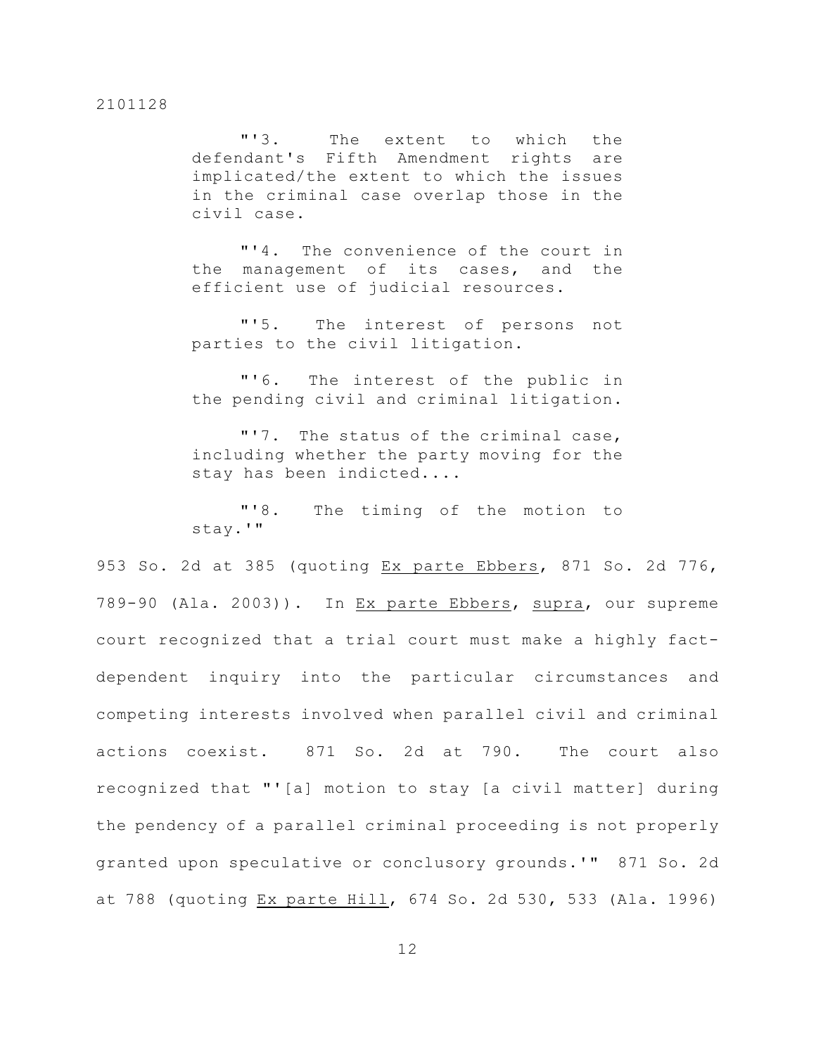"'3. The extent to which the defendant's Fifth Amendment rights are implicated/the extent to which the issues in the criminal case overlap those in the civil case.

"'4. The convenience of the court in the management of its cases, and the efficient use of judicial resources.

"'5. The interest of persons not parties to the civil litigation.

"'6. The interest of the public in the pending civil and criminal litigation.

"'7. The status of the criminal case, including whether the party moving for the stay has been indicted....

"'8. The timing of the motion to stay.'"

953 So. 2d at 385 (quoting Ex parte Ebbers, 871 So. 2d 776, 789-90 (Ala. 2003)). In Ex parte Ebbers, supra, our supreme court recognized that a trial court must make a highly fact-dependent inquiry into the particular circumstances and competing interests involved when parallel civil and criminal actions coexist. 871 So. 2d at 790. The court also recognized that "'[a] motion to stay [a civil matter] during the pendency of a parallel criminal proceeding is not properly granted upon speculative or conclusory grounds.'" 871 So. 2d at 788 (quoting Ex parte Hill, 674 So. 2d 530, 533 (Ala. 1996)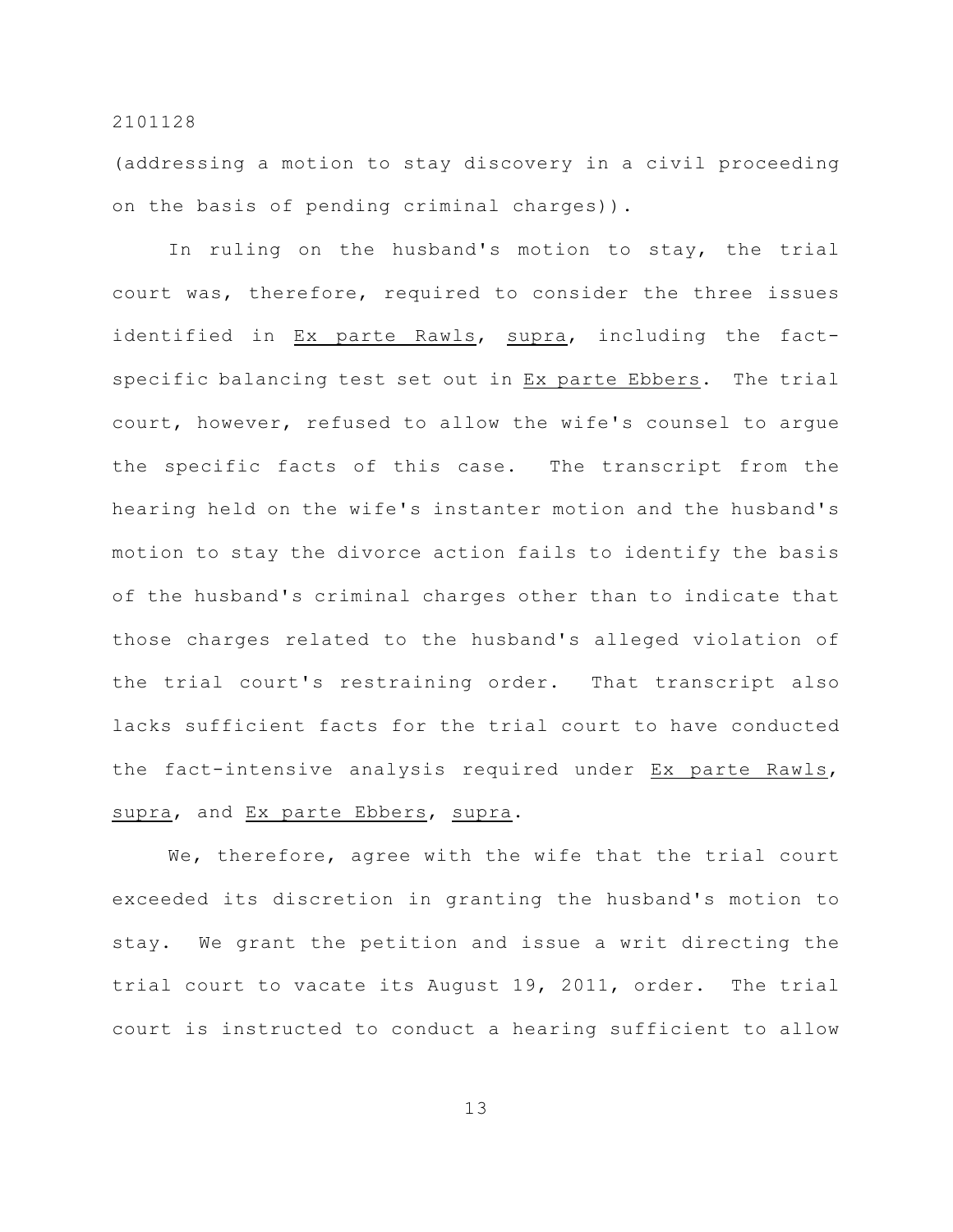(addressing a motion to stay discovery in a civil proceeding on the basis of pending criminal charges)).

In ruling on the husband's motion to stay, the trial court was, therefore, required to consider the three issues identified in Ex parte Rawls, supra, including the fact-specific balancing test set out in Ex parte Ebbers. The trial court, however, refused to allow the wife's counsel to argue the specific facts of this case. The transcript from the hearing held on the wife's instanter motion and the husband's motion to stay the divorce action fails to identify the basis of the husband's criminal charges other than to indicate that those charges related to the husband's alleged violation of the trial court's restraining order. That transcript also lacks sufficient facts for the trial court to have conducted the fact-intensive analysis required under Ex parte Rawls, supra, and Ex parte Ebbers, supra.

We, therefore, agree with the wife that the trial court exceeded its discretion in granting the husband's motion to stay. We grant the petition and issue a writ directing the trial court to vacate its August 19, 2011, order. The trial court is instructed to conduct a hearing sufficient to allow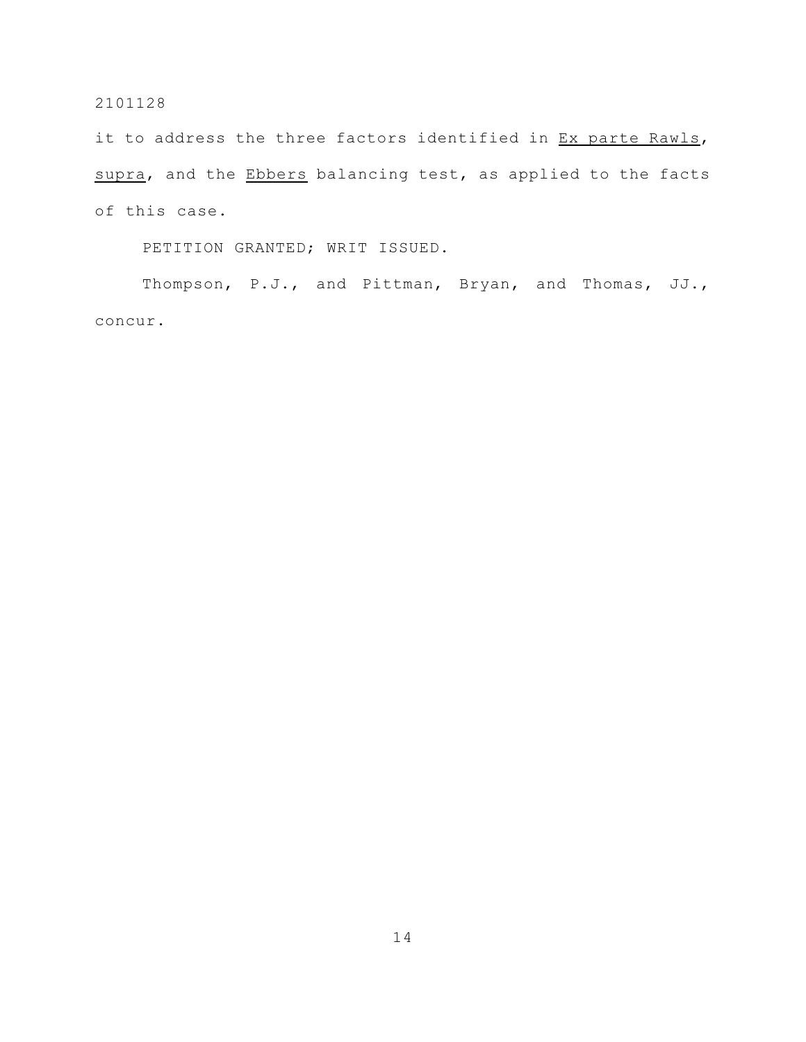it to address the three factors identified in Ex parte Rawls, supra, and the Ebbers balancing test, as applied to the facts of this case.

PETITION GRANTED; WRIT ISSUED.

Thompson, P.J., and Pittman, Bryan, and Thomas, JJ., concur.